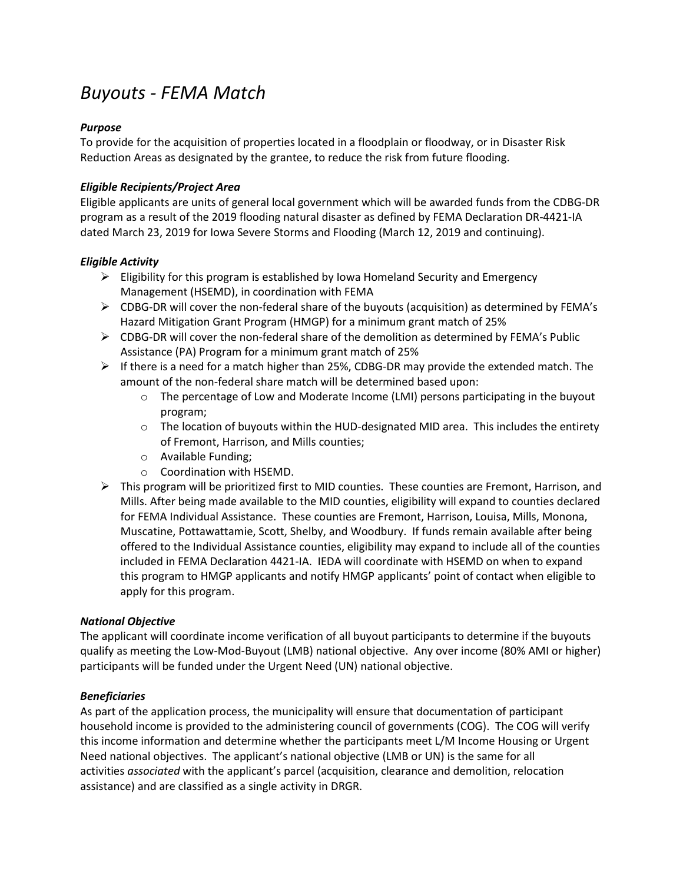# *Buyouts - FEMA Match*

***Purpose***

To provide for the acquisition of properties located in a floodplain or floodway, or in Disaster Risk Reduction Areas as designated by the grantee, to reduce the risk from future flooding.

***Eligible Recipients/Project Area***

Eligible applicants are units of general local government which will be awarded funds from the CDBG-DR program as a result of the 2019 flooding natural disaster as defined by FEMA Declaration DR-4421-IA dated March 23, 2019 for Iowa Severe Storms and Flooding (March 12, 2019 and continuing).

***Eligible Activity***

- Eligibility for this program is established by Iowa Homeland Security and Emergency Management (HSEMD), in coordination with FEMA
- CDBG-DR will cover the non-federal share of the buyouts (acquisition) as determined by FEMA's Hazard Mitigation Grant Program (HMGP) for a minimum grant match of 25%
- CDBG-DR will cover the non-federal share of the demolition as determined by FEMA's Public Assistance (PA) Program for a minimum grant match of 25%
- If there is a need for a match higher than 25%, CDBG-DR may provide the extended match. The amount of the non-federal share match will be determined based upon:
  - The percentage of Low and Moderate Income (LMI) persons participating in the buyout program;
  - The location of buyouts within the HUD-designated MID area. This includes the entirety of Fremont, Harrison, and Mills counties;
  - Available Funding;
  - Coordination with HSEMD.
- This program will be prioritized first to MID counties. These counties are Fremont, Harrison, and Mills. After being made available to the MID counties, eligibility will expand to counties declared for FEMA Individual Assistance. These counties are Fremont, Harrison, Louisa, Mills, Monona, Muscatine, Pottawattamie, Scott, Shelby, and Woodbury. If funds remain available after being offered to the Individual Assistance counties, eligibility may expand to include all of the counties included in FEMA Declaration 4421-IA. IEDA will coordinate with HSEMD on when to expand this program to HMGP applicants and notify HMGP applicants' point of contact when eligible to apply for this program.

***National Objective***

The applicant will coordinate income verification of all buyout participants to determine if the buyouts qualify as meeting the Low-Mod-Buyout (LMB) national objective. Any over income (80% AMI or higher) participants will be funded under the Urgent Need (UN) national objective.

***Beneficiaries***

As part of the application process, the municipality will ensure that documentation of participant household income is provided to the administering council of governments (COG). The COG will verify this income information and determine whether the participants meet L/M Income Housing or Urgent Need national objectives. The applicant's national objective (LMB or UN) is the same for all activities *associated* with the applicant's parcel (acquisition, clearance and demolition, relocation assistance) and are classified as a single activity in DRGR.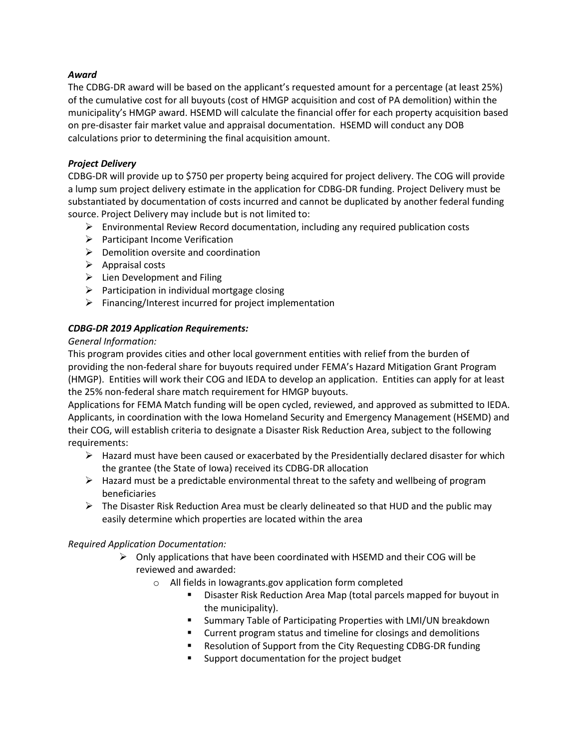***Award***

The CDBG-DR award will be based on the applicant's requested amount for a percentage (at least 25%) of the cumulative cost for all buyouts (cost of HMGP acquisition and cost of PA demolition) within the municipality's HMGP award. HSEMD will calculate the financial offer for each property acquisition based on pre-disaster fair market value and appraisal documentation. HSEMD will conduct any DOB calculations prior to determining the final acquisition amount.

***Project Delivery***

CDBG-DR will provide up to $750 per property being acquired for project delivery. The COG will provide a lump sum project delivery estimate in the application for CDBG-DR funding. Project Delivery must be substantiated by documentation of costs incurred and cannot be duplicated by another federal funding source. Project Delivery may include but is not limited to:

- Environmental Review Record documentation, including any required publication costs
- Participant Income Verification
- Demolition oversite and coordination
- Appraisal costs
- Lien Development and Filing
- Participation in individual mortgage closing
- Financing/Interest incurred for project implementation

***CDBG-DR 2019 Application Requirements:***

*General Information:*

This program provides cities and other local government entities with relief from the burden of providing the non-federal share for buyouts required under FEMA's Hazard Mitigation Grant Program (HMGP). Entities will work their COG and IEDA to develop an application. Entities can apply for at least the 25% non-federal share match requirement for HMGP buyouts.

Applications for FEMA Match funding will be open cycled, reviewed, and approved as submitted to IEDA. Applicants, in coordination with the Iowa Homeland Security and Emergency Management (HSEMD) and their COG, will establish criteria to designate a Disaster Risk Reduction Area, subject to the following requirements:

- Hazard must have been caused or exacerbated by the Presidentially declared disaster for which the grantee (the State of Iowa) received its CDBG-DR allocation
- Hazard must be a predictable environmental threat to the safety and wellbeing of program beneficiaries
- The Disaster Risk Reduction Area must be clearly delineated so that HUD and the public may easily determine which properties are located within the area

*Required Application Documentation:*

- Only applications that have been coordinated with HSEMD and their COG will be reviewed and awarded:
  - All fields in Iowagrants.gov application form completed
    - Disaster Risk Reduction Area Map (total parcels mapped for buyout in the municipality).
    - Summary Table of Participating Properties with LMI/UN breakdown
    - Current program status and timeline for closings and demolitions
    - Resolution of Support from the City Requesting CDBG-DR funding
    - Support documentation for the project budget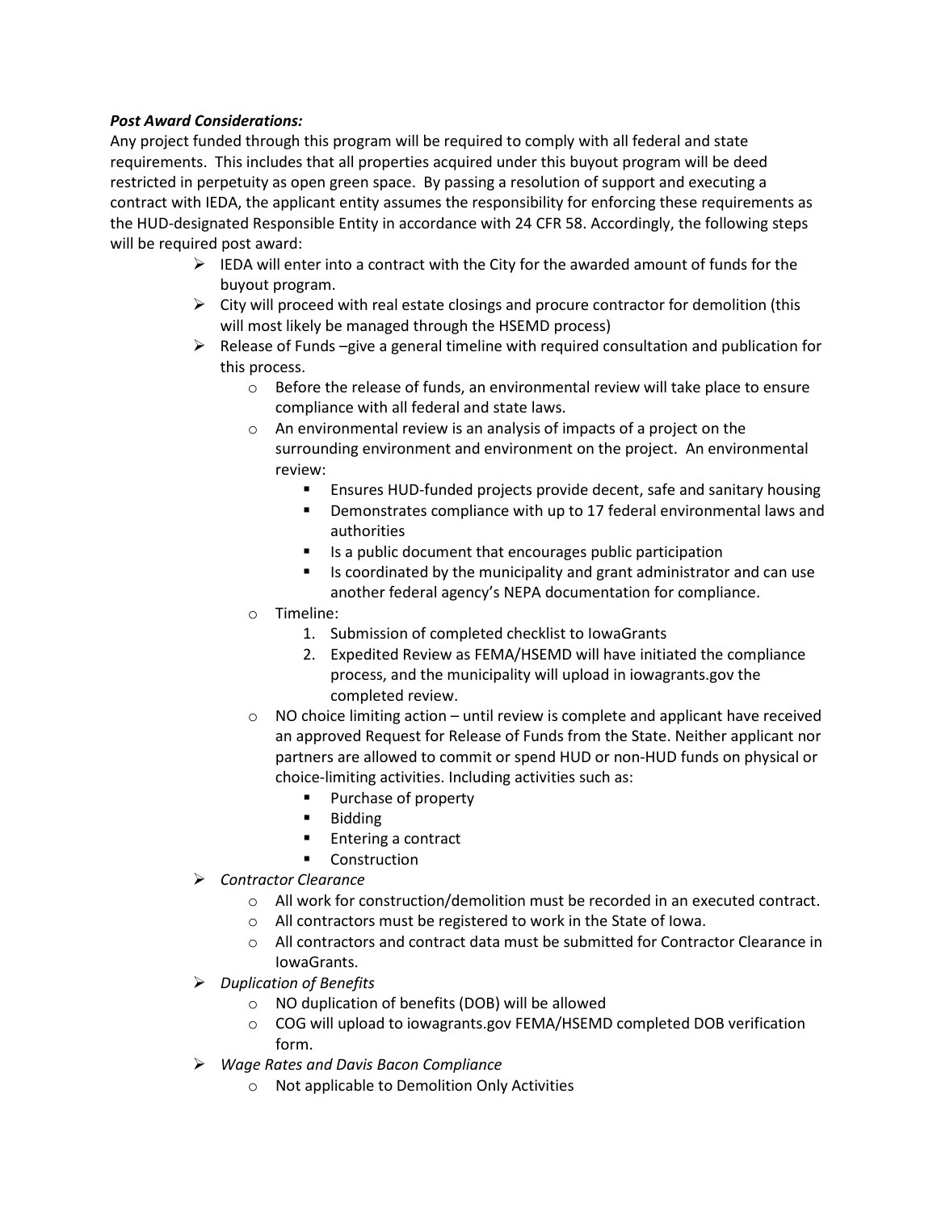***Post Award Considerations:***

Any project funded through this program will be required to comply with all federal and state requirements. This includes that all properties acquired under this buyout program will be deed restricted in perpetuity as open green space. By passing a resolution of support and executing a contract with IEDA, the applicant entity assumes the responsibility for enforcing these requirements as the HUD-designated Responsible Entity in accordance with 24 CFR 58. Accordingly, the following steps will be required post award:

- IEDA will enter into a contract with the City for the awarded amount of funds for the buyout program.
- City will proceed with real estate closings and procure contractor for demolition (this will most likely be managed through the HSEMD process)
- Release of Funds –give a general timeline with required consultation and publication for this process.
    - Before the release of funds, an environmental review will take place to ensure compliance with all federal and state laws.
    - An environmental review is an analysis of impacts of a project on the surrounding environment and environment on the project. An environmental review:
        - Ensures HUD-funded projects provide decent, safe and sanitary housing
        - Demonstrates compliance with up to 17 federal environmental laws and authorities
        - Is a public document that encourages public participation
        - Is coordinated by the municipality and grant administrator and can use another federal agency's NEPA documentation for compliance.
    - Timeline:
        1. Submission of completed checklist to IowaGrants
        2. Expedited Review as FEMA/HSEMD will have initiated the compliance process, and the municipality will upload in iowagrants.gov the completed review.
    - NO choice limiting action – until review is complete and applicant have received an approved Request for Release of Funds from the State. Neither applicant nor partners are allowed to commit or spend HUD or non-HUD funds on physical or choice-limiting activities. Including activities such as:
        - Purchase of property
        - Bidding
        - Entering a contract
        - Construction
- *Contractor Clearance*
    - All work for construction/demolition must be recorded in an executed contract.
    - All contractors must be registered to work in the State of Iowa.
    - All contractors and contract data must be submitted for Contractor Clearance in IowaGrants.
- *Duplication of Benefits*
    - NO duplication of benefits (DOB) will be allowed
    - COG will upload to iowagrants.gov FEMA/HSEMD completed DOB verification form.
- *Wage Rates and Davis Bacon Compliance*
    - Not applicable to Demolition Only Activities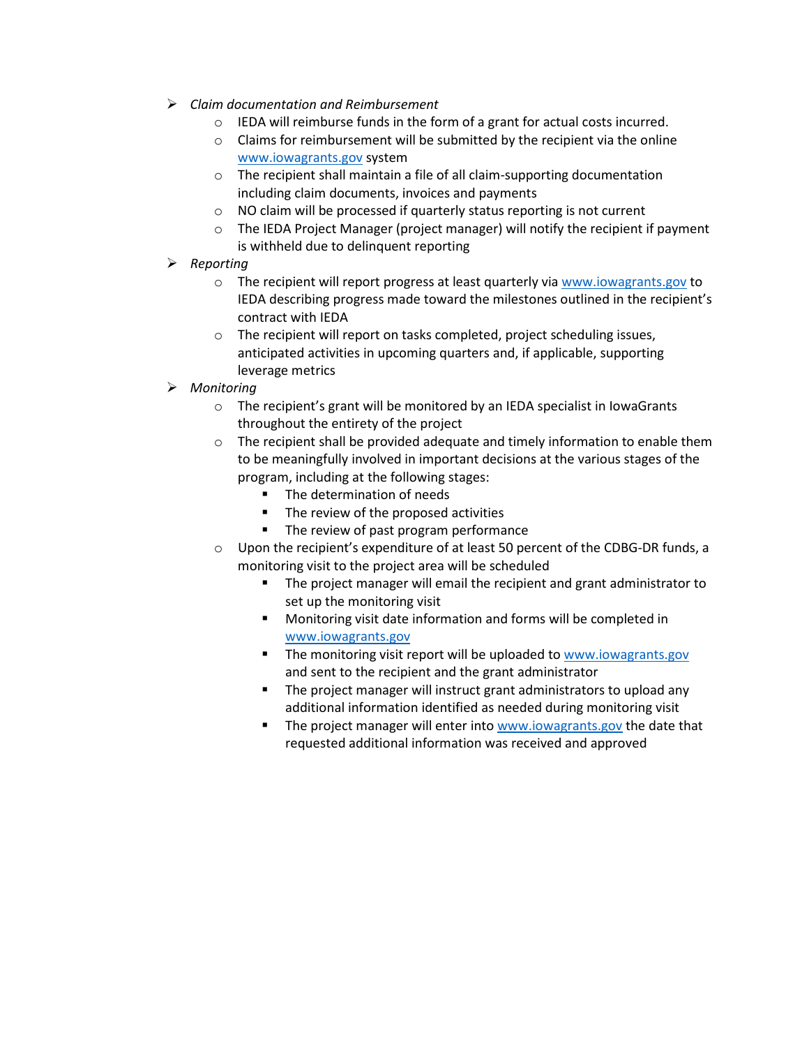- *Claim documentation and Reimbursement*
    - IEDA will reimburse funds in the form of a grant for actual costs incurred.
    - Claims for reimbursement will be submitted by the recipient via the online www.iowagrants.gov system
    - The recipient shall maintain a file of all claim-supporting documentation including claim documents, invoices and payments
    - NO claim will be processed if quarterly status reporting is not current
    - The IEDA Project Manager (project manager) will notify the recipient if payment is withheld due to delinquent reporting
- *Reporting*
    - The recipient will report progress at least quarterly via www.iowagrants.gov to IEDA describing progress made toward the milestones outlined in the recipient's contract with IEDA
    - The recipient will report on tasks completed, project scheduling issues, anticipated activities in upcoming quarters and, if applicable, supporting leverage metrics
- *Monitoring*
    - The recipient's grant will be monitored by an IEDA specialist in IowaGrants throughout the entirety of the project
    - The recipient shall be provided adequate and timely information to enable them to be meaningfully involved in important decisions at the various stages of the program, including at the following stages:
        - The determination of needs
        - The review of the proposed activities
        - The review of past program performance
    - Upon the recipient's expenditure of at least 50 percent of the CDBG-DR funds, a monitoring visit to the project area will be scheduled
        - The project manager will email the recipient and grant administrator to set up the monitoring visit
        - Monitoring visit date information and forms will be completed in www.iowagrants.gov
        - The monitoring visit report will be uploaded to www.iowagrants.gov and sent to the recipient and the grant administrator
        - The project manager will instruct grant administrators to upload any additional information identified as needed during monitoring visit
        - The project manager will enter into www.iowagrants.gov the date that requested additional information was received and approved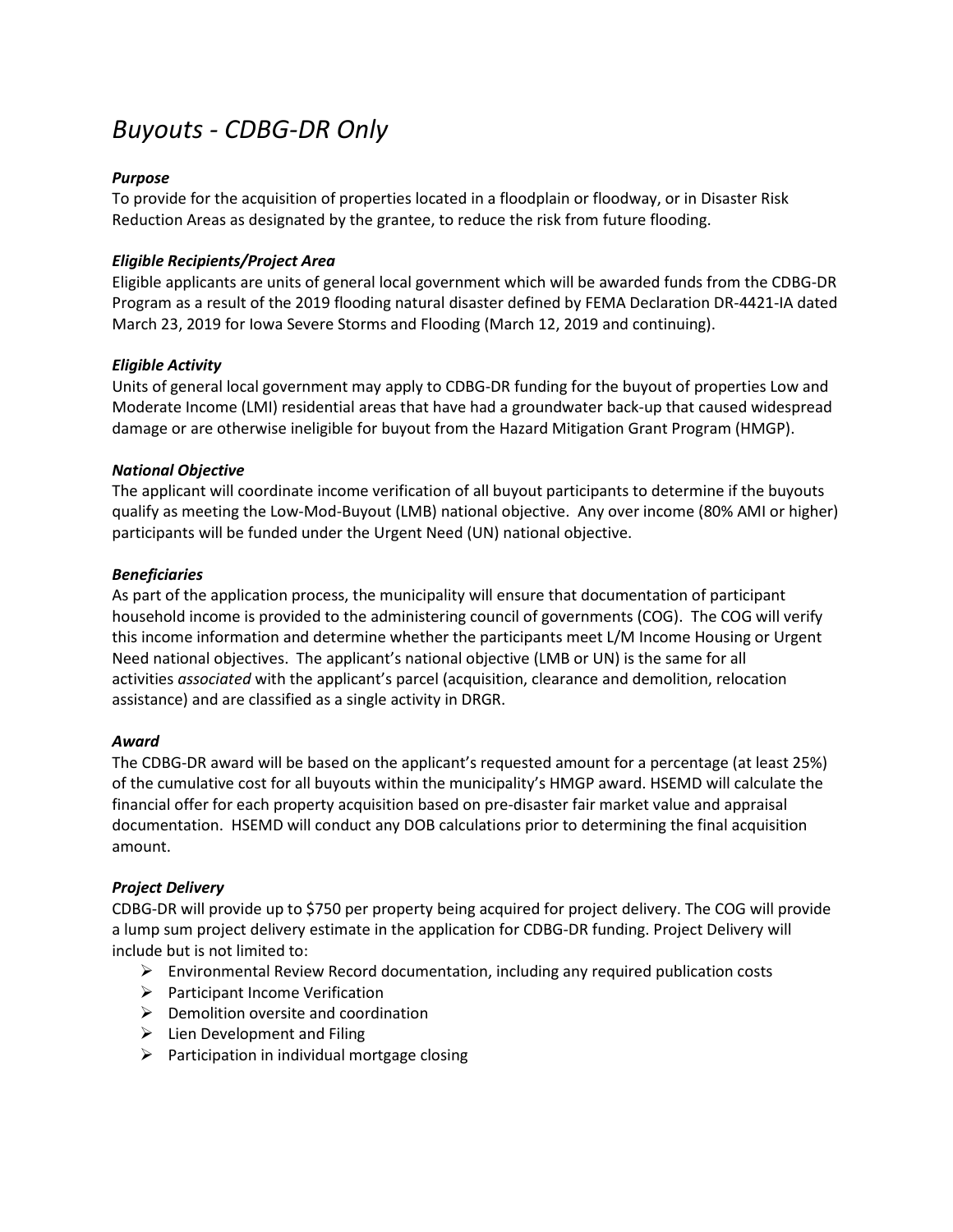# *Buyouts - CDBG-DR Only*

***Purpose***

To provide for the acquisition of properties located in a floodplain or floodway, or in Disaster Risk Reduction Areas as designated by the grantee, to reduce the risk from future flooding.

***Eligible Recipients/Project Area***

Eligible applicants are units of general local government which will be awarded funds from the CDBG-DR Program as a result of the 2019 flooding natural disaster defined by FEMA Declaration DR-4421-IA dated March 23, 2019 for Iowa Severe Storms and Flooding (March 12, 2019 and continuing).

***Eligible Activity***

Units of general local government may apply to CDBG-DR funding for the buyout of properties Low and Moderate Income (LMI) residential areas that have had a groundwater back-up that caused widespread damage or are otherwise ineligible for buyout from the Hazard Mitigation Grant Program (HMGP).

***National Objective***

The applicant will coordinate income verification of all buyout participants to determine if the buyouts qualify as meeting the Low-Mod-Buyout (LMB) national objective. Any over income (80% AMI or higher) participants will be funded under the Urgent Need (UN) national objective.

***Beneficiaries***

As part of the application process, the municipality will ensure that documentation of participant household income is provided to the administering council of governments (COG). The COG will verify this income information and determine whether the participants meet L/M Income Housing or Urgent Need national objectives. The applicant's national objective (LMB or UN) is the same for all activities *associated* with the applicant's parcel (acquisition, clearance and demolition, relocation assistance) and are classified as a single activity in DRGR.

***Award***

The CDBG-DR award will be based on the applicant's requested amount for a percentage (at least 25%) of the cumulative cost for all buyouts within the municipality's HMGP award. HSEMD will calculate the financial offer for each property acquisition based on pre-disaster fair market value and appraisal documentation. HSEMD will conduct any DOB calculations prior to determining the final acquisition amount.

***Project Delivery***

CDBG-DR will provide up to $750 per property being acquired for project delivery. The COG will provide a lump sum project delivery estimate in the application for CDBG-DR funding. Project Delivery will include but is not limited to:

- Environmental Review Record documentation, including any required publication costs
- Participant Income Verification
- Demolition oversite and coordination
- Lien Development and Filing
- Participation in individual mortgage closing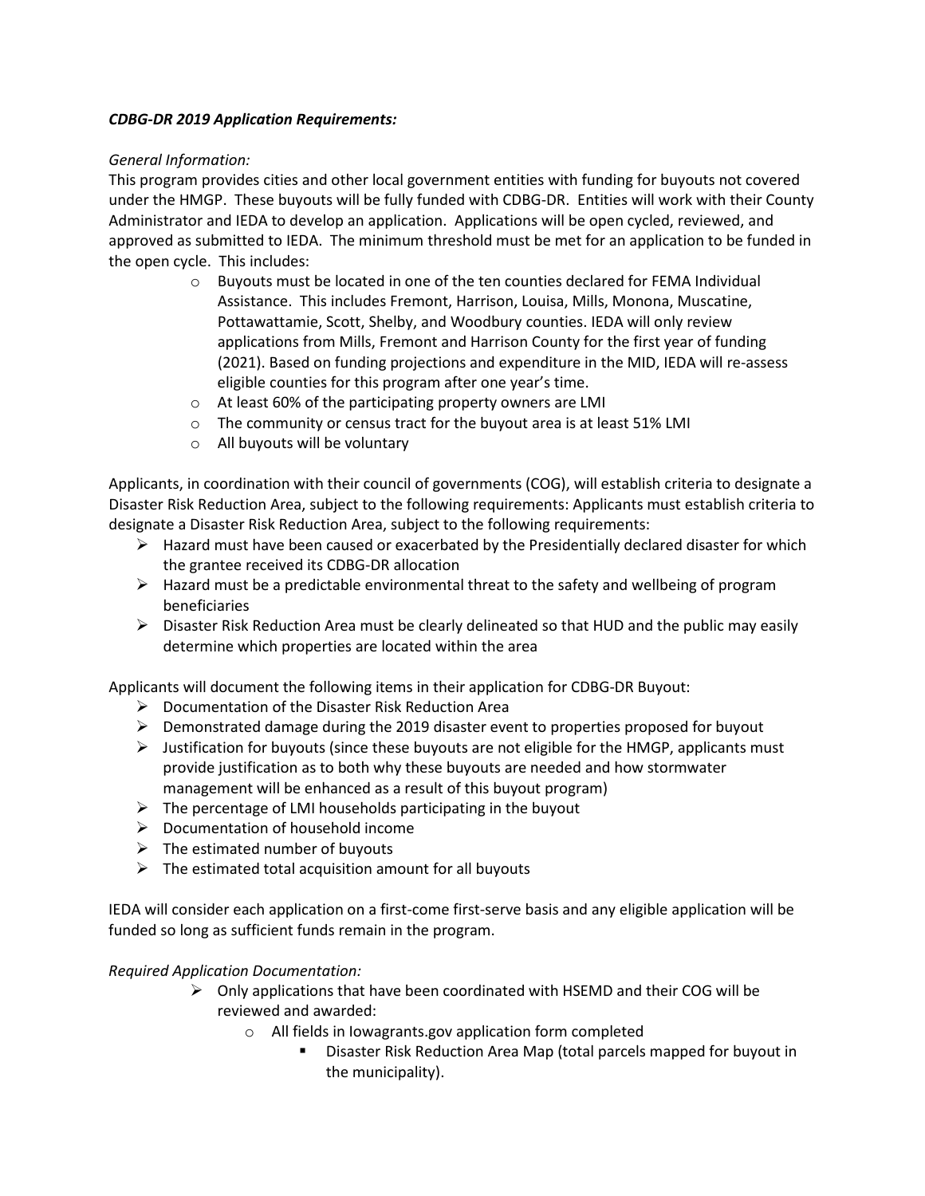***CDBG-DR 2019 Application Requirements:***

*General Information:*

This program provides cities and other local government entities with funding for buyouts not covered under the HMGP. These buyouts will be fully funded with CDBG-DR. Entities will work with their County Administrator and IEDA to develop an application. Applications will be open cycled, reviewed, and approved as submitted to IEDA. The minimum threshold must be met for an application to be funded in the open cycle. This includes:

- Buyouts must be located in one of the ten counties declared for FEMA Individual Assistance. This includes Fremont, Harrison, Louisa, Mills, Monona, Muscatine, Pottawattamie, Scott, Shelby, and Woodbury counties. IEDA will only review applications from Mills, Fremont and Harrison County for the first year of funding (2021). Based on funding projections and expenditure in the MID, IEDA will re-assess eligible counties for this program after one year's time.
- At least 60% of the participating property owners are LMI
- The community or census tract for the buyout area is at least 51% LMI
- All buyouts will be voluntary

Applicants, in coordination with their council of governments (COG), will establish criteria to designate a Disaster Risk Reduction Area, subject to the following requirements: Applicants must establish criteria to designate a Disaster Risk Reduction Area, subject to the following requirements:

- Hazard must have been caused or exacerbated by the Presidentially declared disaster for which the grantee received its CDBG-DR allocation
- Hazard must be a predictable environmental threat to the safety and wellbeing of program beneficiaries
- Disaster Risk Reduction Area must be clearly delineated so that HUD and the public may easily determine which properties are located within the area

Applicants will document the following items in their application for CDBG-DR Buyout:

- Documentation of the Disaster Risk Reduction Area
- Demonstrated damage during the 2019 disaster event to properties proposed for buyout
- Justification for buyouts (since these buyouts are not eligible for the HMGP, applicants must provide justification as to both why these buyouts are needed and how stormwater management will be enhanced as a result of this buyout program)
- The percentage of LMI households participating in the buyout
- Documentation of household income
- The estimated number of buyouts
- The estimated total acquisition amount for all buyouts

IEDA will consider each application on a first-come first-serve basis and any eligible application will be funded so long as sufficient funds remain in the program.

*Required Application Documentation:*

- Only applications that have been coordinated with HSEMD and their COG will be reviewed and awarded:
  - All fields in Iowagrants.gov application form completed
    - Disaster Risk Reduction Area Map (total parcels mapped for buyout in the municipality).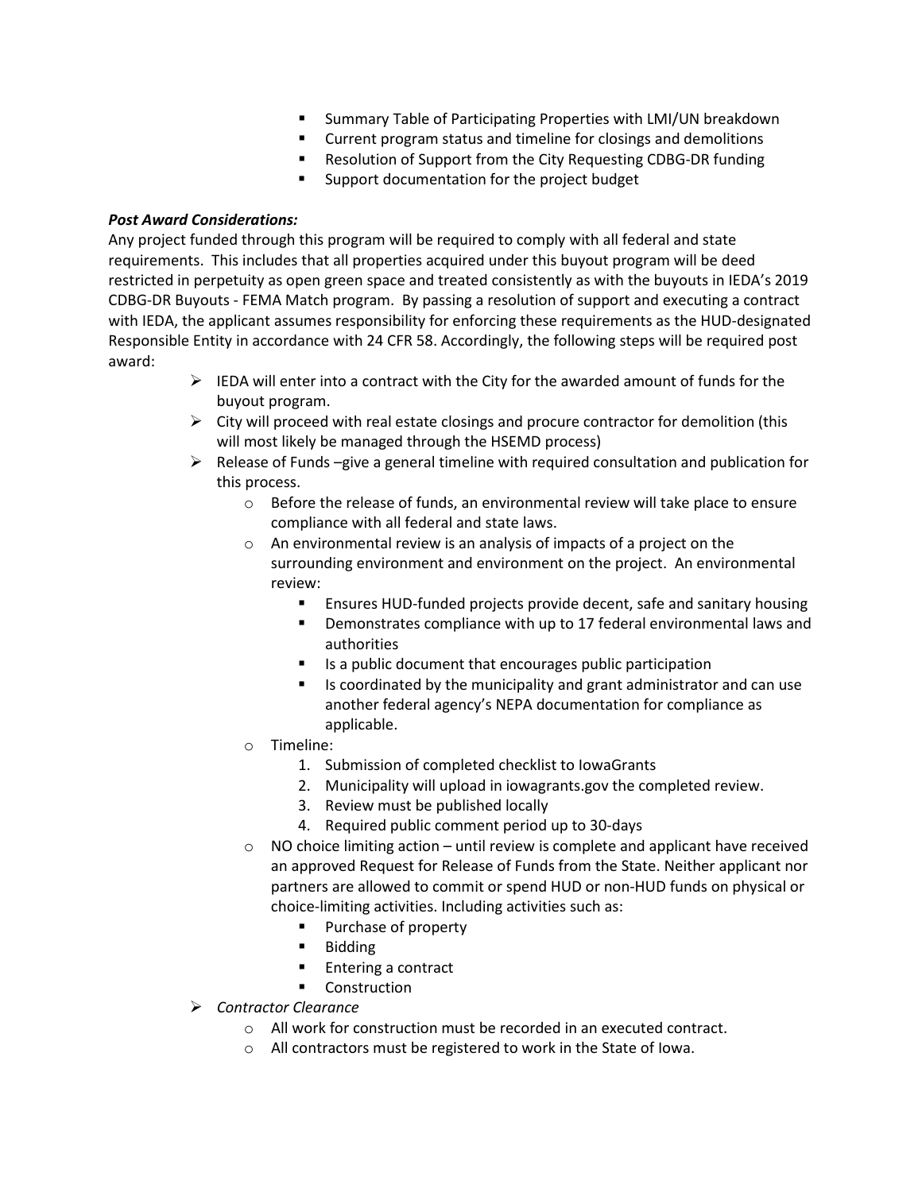- Summary Table of Participating Properties with LMI/UN breakdown
  - Current program status and timeline for closings and demolitions
  - Resolution of Support from the City Requesting CDBG-DR funding
  - Support documentation for the project budget

***Post Award Considerations:***

Any project funded through this program will be required to comply with all federal and state requirements. This includes that all properties acquired under this buyout program will be deed restricted in perpetuity as open green space and treated consistently as with the buyouts in IEDA's 2019 CDBG-DR Buyouts - FEMA Match program. By passing a resolution of support and executing a contract with IEDA, the applicant assumes responsibility for enforcing these requirements as the HUD-designated Responsible Entity in accordance with 24 CFR 58. Accordingly, the following steps will be required post award:

- IEDA will enter into a contract with the City for the awarded amount of funds for the buyout program.
- City will proceed with real estate closings and procure contractor for demolition (this will most likely be managed through the HSEMD process)
- Release of Funds –give a general timeline with required consultation and publication for this process.
  - Before the release of funds, an environmental review will take place to ensure compliance with all federal and state laws.
  - An environmental review is an analysis of impacts of a project on the surrounding environment and environment on the project. An environmental review:
    - Ensures HUD-funded projects provide decent, safe and sanitary housing
    - Demonstrates compliance with up to 17 federal environmental laws and authorities
    - Is a public document that encourages public participation
    - Is coordinated by the municipality and grant administrator and can use another federal agency's NEPA documentation for compliance as applicable.
  - Timeline:
    1. Submission of completed checklist to IowaGrants
    2. Municipality will upload in iowagrants.gov the completed review.
    3. Review must be published locally
    4. Required public comment period up to 30-days
  - NO choice limiting action – until review is complete and applicant have received an approved Request for Release of Funds from the State. Neither applicant nor partners are allowed to commit or spend HUD or non-HUD funds on physical or choice-limiting activities. Including activities such as:
    - Purchase of property
    - Bidding
    - Entering a contract
    - Construction
- *Contractor Clearance*
  - All work for construction must be recorded in an executed contract.
  - All contractors must be registered to work in the State of Iowa.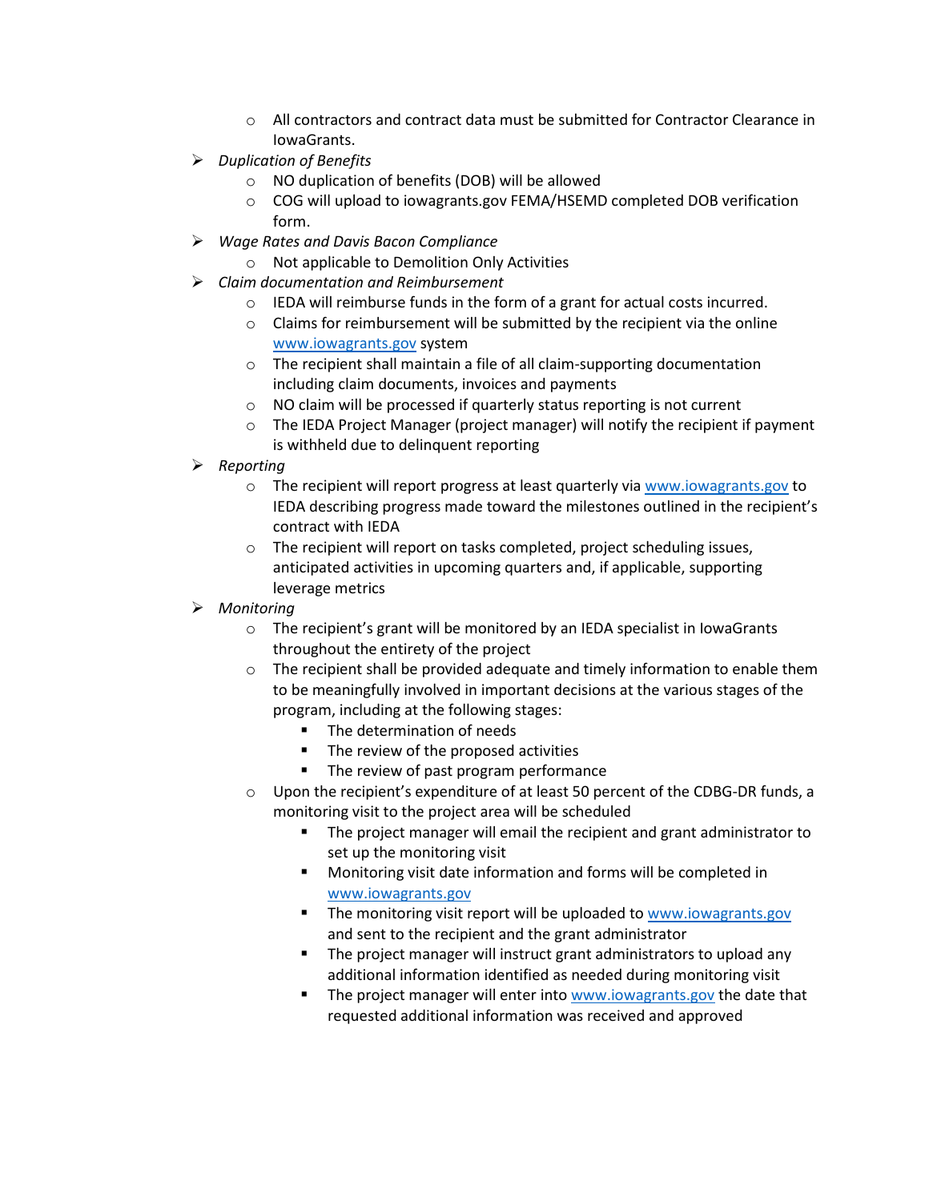- All contractors and contract data must be submitted for Contractor Clearance in IowaGrants.
- *Duplication of Benefits*
    - NO duplication of benefits (DOB) will be allowed
    - COG will upload to iowagrants.gov FEMA/HSEMD completed DOB verification form.
- *Wage Rates and Davis Bacon Compliance*
    - Not applicable to Demolition Only Activities
- *Claim documentation and Reimbursement*
    - IEDA will reimburse funds in the form of a grant for actual costs incurred.
    - Claims for reimbursement will be submitted by the recipient via the online [www.iowagrants.gov](www.iowagrants.gov) system
    - The recipient shall maintain a file of all claim-supporting documentation including claim documents, invoices and payments
    - NO claim will be processed if quarterly status reporting is not current
    - The IEDA Project Manager (project manager) will notify the recipient if payment is withheld due to delinquent reporting
- *Reporting*
    - The recipient will report progress at least quarterly via [www.iowagrants.gov](www.iowagrants.gov) to IEDA describing progress made toward the milestones outlined in the recipient's contract with IEDA
    - The recipient will report on tasks completed, project scheduling issues, anticipated activities in upcoming quarters and, if applicable, supporting leverage metrics
- *Monitoring*
    - The recipient's grant will be monitored by an IEDA specialist in IowaGrants throughout the entirety of the project
    - The recipient shall be provided adequate and timely information to enable them to be meaningfully involved in important decisions at the various stages of the program, including at the following stages:
        - The determination of needs
        - The review of the proposed activities
        - The review of past program performance
    - Upon the recipient's expenditure of at least 50 percent of the CDBG-DR funds, a monitoring visit to the project area will be scheduled
        - The project manager will email the recipient and grant administrator to set up the monitoring visit
        - Monitoring visit date information and forms will be completed in [www.iowagrants.gov](www.iowagrants.gov)
        - The monitoring visit report will be uploaded to [www.iowagrants.gov](www.iowagrants.gov) and sent to the recipient and the grant administrator
        - The project manager will instruct grant administrators to upload any additional information identified as needed during monitoring visit
        - The project manager will enter into [www.iowagrants.gov](www.iowagrants.gov) the date that requested additional information was received and approved